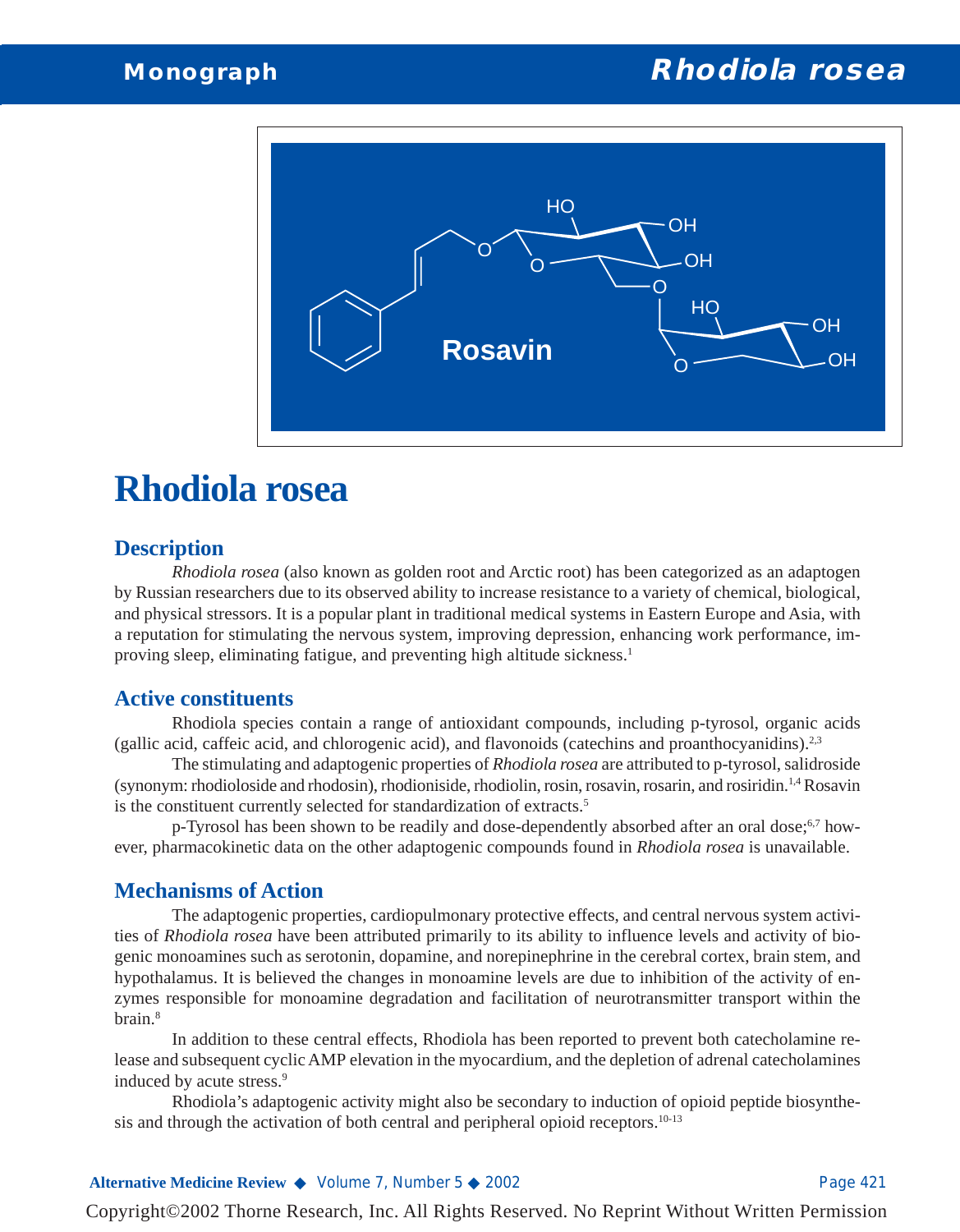# Rhodiola rosea

## Description

*Rhodiola rosea* (also known as golden root and Arctic root) has been categorized as an adaptogen by Russian researchers due to its observed ability to increase resistance to a variety of chemical, biological, and physical stressors. It is a popular plant in traditional medical systems in Eastern Europe and Asia, with a reputation for stimulating the nervous system, improving depression, enhancing work performance, improving sleep, eliminating fatigue, and preventing high altitude sickness.[1]

## Active constituents

Rhodiola species contain a range of antioxidant compounds, including p-tyrosol, organic acids (gallic acid, caffeic acid, and chlorogenic acid), and flavonoids (catechins and proanthocyanidins).[2,3]

The stimulating and adaptogenic properties of *Rhodiola rosea* are attributed to p-tyrosol, salidroside (synonym: rhodioloside and rhodosin), rhodioniside, rhodiolin, rosin, rosavin, rosarin, and rosiridin.[1,4] Rosavin is the constituent currently selected for standardization of extracts.[5]

p-Tyrosol has been shown to be readily and dose-dependently absorbed after an oral dose;[6,7] however, pharmacokinetic data on the other adaptogenic compounds found in *Rhodiola rosea* is unavailable.

## Mechanisms of Action

The adaptogenic properties, cardiopulmonary protective effects, and central nervous system activities of *Rhodiola rosea* have been attributed primarily to its ability to influence levels and activity of biogenic monoamines such as serotonin, dopamine, and norepinephrine in the cerebral cortex, brain stem, and hypothalamus. It is believed the changes in monoamine levels are due to inhibition of the activity of enzymes responsible for monoamine degradation and facilitation of neurotransmitter transport within the brain.[8]

In addition to these central effects, Rhodiola has been reported to prevent both catecholamine release and subsequent cyclic AMP elevation in the myocardium, and the depletion of adrenal catecholamines induced by acute stress.[9]

Rhodiola's adaptogenic activity might also be secondary to induction of opioid peptide biosynthesis and through the activation of both central and peripheral opioid receptors.[10-13]

Copyright©2002 Thorne Research, Inc. All Rights Reserved. No Reprint Without Written Permission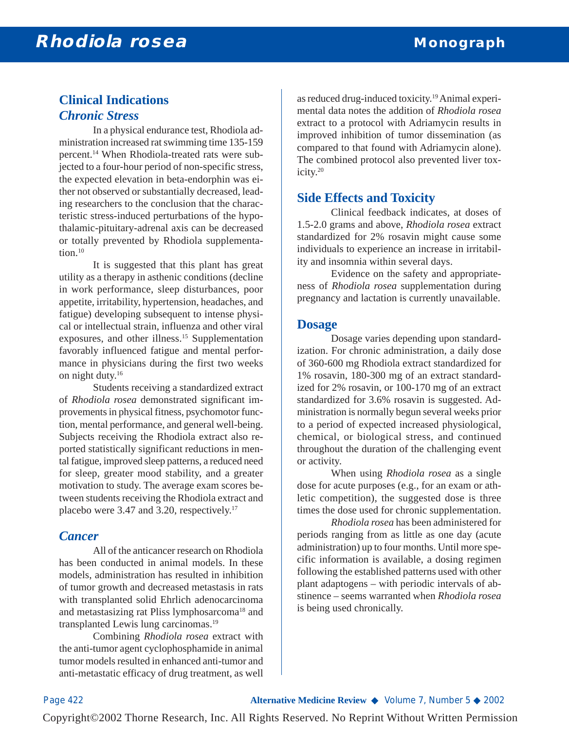## Clinical Indications

### *Chronic Stress*

In a physical endurance test, Rhodiola administration increased rat swimming time 135-159 percent.[14] When Rhodiola-treated rats were subjected to a four-hour period of non-specific stress, the expected elevation in beta-endorphin was either not observed or substantially decreased, leading researchers to the conclusion that the characteristic stress-induced perturbations of the hypothalamic-pituitary-adrenal axis can be decreased or totally prevented by Rhodiola supplementation.[10]

It is suggested that this plant has great utility as a therapy in asthenic conditions (decline in work performance, sleep disturbances, poor appetite, irritability, hypertension, headaches, and fatigue) developing subsequent to intense physical or intellectual strain, influenza and other viral exposures, and other illness.[15] Supplementation favorably influenced fatigue and mental performance in physicians during the first two weeks on night duty.[16]

Students receiving a standardized extract of *Rhodiola rosea* demonstrated significant improvements in physical fitness, psychomotor function, mental performance, and general well-being. Subjects receiving the Rhodiola extract also reported statistically significant reductions in mental fatigue, improved sleep patterns, a reduced need for sleep, greater mood stability, and a greater motivation to study. The average exam scores between students receiving the Rhodiola extract and placebo were 3.47 and 3.20, respectively.[17]

### *Cancer*

All of the anticancer research on Rhodiola has been conducted in animal models. In these models, administration has resulted in inhibition of tumor growth and decreased metastasis in rats with transplanted solid Ehrlich adenocarcinoma and metastasizing rat Pliss lymphosarcoma[18] and transplanted Lewis lung carcinomas.[19]

Combining *Rhodiola rosea* extract with the anti-tumor agent cyclophosphamide in animal tumor models resulted in enhanced anti-tumor and anti-metastatic efficacy of drug treatment, as well as reduced drug-induced toxicity.[19] Animal experimental data notes the addition of *Rhodiola rosea* extract to a protocol with Adriamycin results in improved inhibition of tumor dissemination (as compared to that found with Adriamycin alone). The combined protocol also prevented liver toxicity.[20]

## Side Effects and Toxicity

Clinical feedback indicates, at doses of 1.5-2.0 grams and above, *Rhodiola rosea* extract standardized for 2% rosavin might cause some individuals to experience an increase in irritability and insomnia within several days.

Evidence on the safety and appropriateness of *Rhodiola rosea* supplementation during pregnancy and lactation is currently unavailable.

## Dosage

Dosage varies depending upon standardization. For chronic administration, a daily dose of 360-600 mg Rhodiola extract standardized for 1% rosavin, 180-300 mg of an extract standardized for 2% rosavin, or 100-170 mg of an extract standardized for 3.6% rosavin is suggested. Administration is normally begun several weeks prior to a period of expected increased physiological, chemical, or biological stress, and continued throughout the duration of the challenging event or activity.

When using *Rhodiola rosea* as a single dose for acute purposes (e.g., for an exam or athletic competition), the suggested dose is three times the dose used for chronic supplementation.

*Rhodiola rosea* has been administered for periods ranging from as little as one day (acute administration) up to four months. Until more specific information is available, a dosing regimen following the established patterns used with other plant adaptogens – with periodic intervals of abstinence – seems warranted when *Rhodiola rosea* is being used chronically.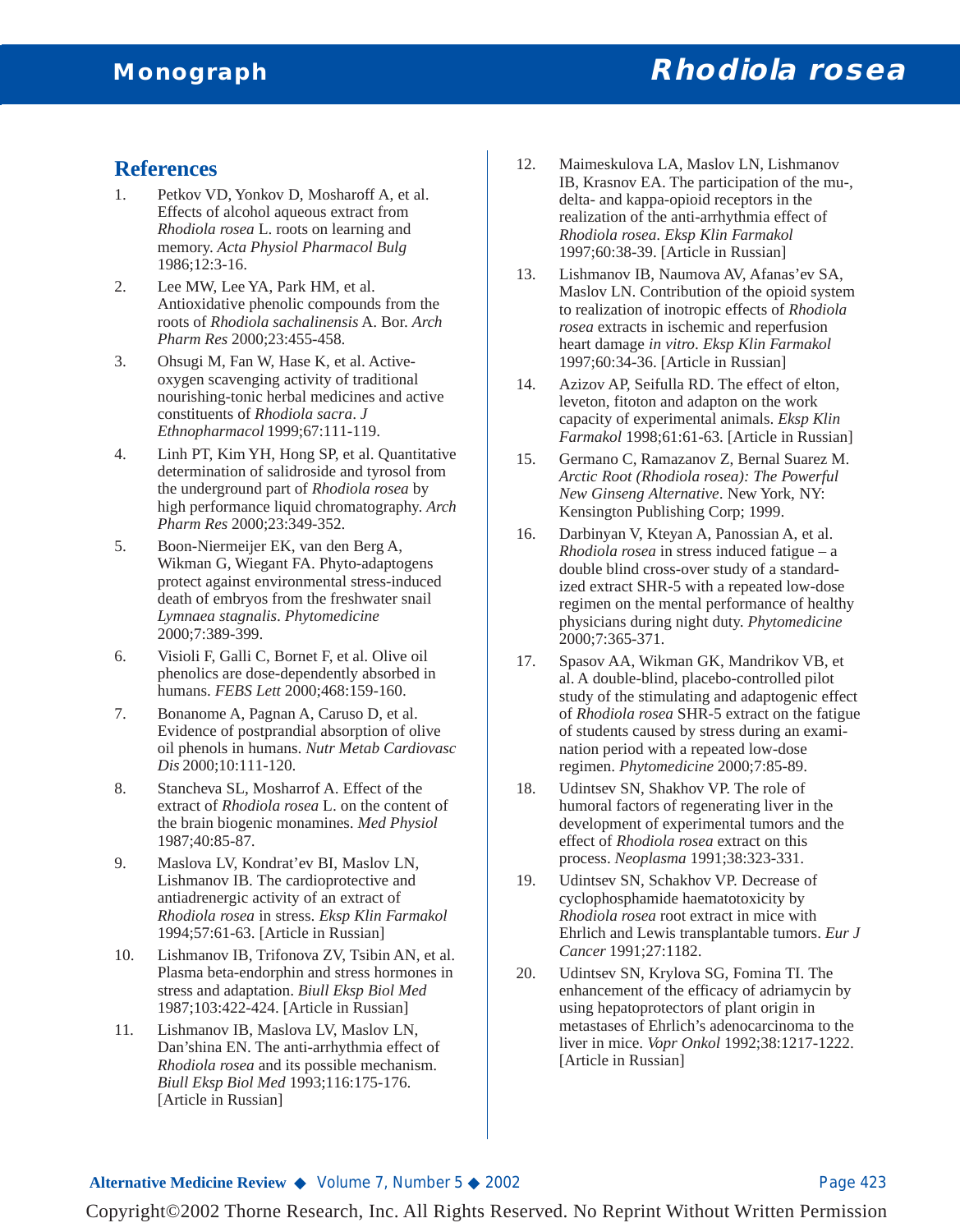## References

1. Petkov VD, Yonkov D, Mosharoff A, et al. Effects of alcohol aqueous extract from *Rhodiola rosea* L. roots on learning and memory. *Acta Physiol Pharmacol Bulg* 1986;12:3-16.
2. Lee MW, Lee YA, Park HM, et al. Antioxidative phenolic compounds from the roots of *Rhodiola sachalinensis* A. Bor. *Arch Pharm Res* 2000;23:455-458.
3. Ohsugi M, Fan W, Hase K, et al. Active-oxygen scavenging activity of traditional nourishing-tonic herbal medicines and active constituents of *Rhodiola sacra*. *J Ethnopharmacol* 1999;67:111-119.
4. Linh PT, Kim YH, Hong SP, et al. Quantitative determination of salidroside and tyrosol from the underground part of *Rhodiola rosea* by high performance liquid chromatography. *Arch Pharm Res* 2000;23:349-352.
5. Boon-Niermeijer EK, van den Berg A, Wikman G, Wiegant FA. Phyto-adaptogens protect against environmental stress-induced death of embryos from the freshwater snail *Lymnaea stagnalis*. *Phytomedicine* 2000;7:389-399.
6. Visioli F, Galli C, Bornet F, et al. Olive oil phenolics are dose-dependently absorbed in humans. *FEBS Lett* 2000;468:159-160.
7. Bonanome A, Pagnan A, Caruso D, et al. Evidence of postprandial absorption of olive oil phenols in humans. *Nutr Metab Cardiovasc Dis* 2000;10:111-120.
8. Stancheva SL, Mosharrof A. Effect of the extract of *Rhodiola rosea* L. on the content of the brain biogenic monamines. *Med Physiol* 1987;40:85-87.
9. Maslova LV, Kondrat'ev BI, Maslov LN, Lishmanov IB. The cardioprotective and antiadrenergic activity of an extract of *Rhodiola rosea* in stress. *Eksp Klin Farmakol* 1994;57:61-63. [Article in Russian]
10. Lishmanov IB, Trifonova ZV, Tsibin AN, et al. Plasma beta-endorphin and stress hormones in stress and adaptation. *Biull Eksp Biol Med* 1987;103:422-424. [Article in Russian]
11. Lishmanov IB, Maslova LV, Maslov LN, Dan'shina EN. The anti-arrhythmia effect of *Rhodiola rosea* and its possible mechanism. *Biull Eksp Biol Med* 1993;116:175-176. [Article in Russian]
12. Maimeskulova LA, Maslov LN, Lishmanov IB, Krasnov EA. The participation of the mu-, delta- and kappa-opioid receptors in the realization of the anti-arrhythmia effect of *Rhodiola rosea*. *Eksp Klin Farmakol* 1997;60:38-39. [Article in Russian]
13. Lishmanov IB, Naumova AV, Afanas'ev SA, Maslov LN. Contribution of the opioid system to realization of inotropic effects of *Rhodiola rosea* extracts in ischemic and reperfusion heart damage *in vitro*. *Eksp Klin Farmakol* 1997;60:34-36. [Article in Russian]
14. Azizov AP, Seifulla RD. The effect of elton, leveton, fitoton and adapton on the work capacity of experimental animals. *Eksp Klin Farmakol* 1998;61:61-63. [Article in Russian]
15. Germano C, Ramazanov Z, Bernal Suarez M. *Arctic Root (Rhodiola rosea): The Powerful New Ginseng Alternative*. New York, NY: Kensington Publishing Corp; 1999.
16. Darbinyan V, Kteyan A, Panossian A, et al. *Rhodiola rosea* in stress induced fatigue – a double blind cross-over study of a standardized extract SHR-5 with a repeated low-dose regimen on the mental performance of healthy physicians during night duty. *Phytomedicine* 2000;7:365-371.
17. Spasov AA, Wikman GK, Mandrikov VB, et al. A double-blind, placebo-controlled pilot study of the stimulating and adaptogenic effect of *Rhodiola rosea* SHR-5 extract on the fatigue of students caused by stress during an examination period with a repeated low-dose regimen. *Phytomedicine* 2000;7:85-89.
18. Udintsev SN, Shakhov VP. The role of humoral factors of regenerating liver in the development of experimental tumors and the effect of *Rhodiola rosea* extract on this process. *Neoplasma* 1991;38:323-331.
19. Udintsev SN, Schakhov VP. Decrease of cyclophosphamide haematotoxicity by *Rhodiola rosea* root extract in mice with Ehrlich and Lewis transplantable tumors. *Eur J Cancer* 1991;27:1182.
20. Udintsev SN, Krylova SG, Fomina TI. The enhancement of the efficacy of adriamycin by using hepatoprotectors of plant origin in metastases of Ehrlich's adenocarcinoma to the liver in mice. *Vopr Onkol* 1992;38:1217-1222. [Article in Russian]